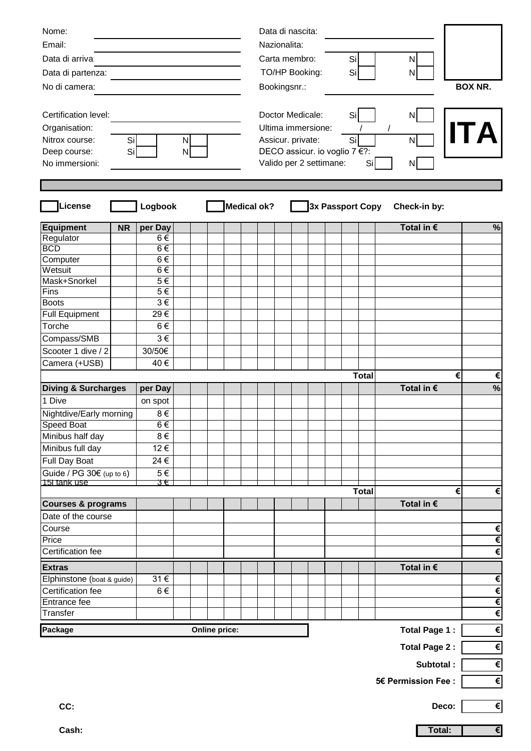Nome: ______________________ Data di nascita: ______________________

Email: ______________________ Nazionalita:

Data di arrival: ______________________ Carta membro: Si [ ] N [ ]

Data di partenza: ______________________ TO/HP Booking: Si [ ] N [ ]

No di camera: ______________________ Bookingsnr.: ______________________

**BOX NR.**

Certification level: ______________________ Doctor Medicale: Si [ ] N [ ]

Organisation: ______________________ Ultima immersione: / /

Nitrox course: Si [ ] N [ ] Assicur. private: Si [ ] N [ ]

Deep course: Si [ ] N [ ] DECO assicur. io voglio 7 €?:

No immersioni: ______________________ Valido per 2 settimane: Si [ ] N [ ]

# ITA

[ ] **License** [ ] **Logbook** [ ] **Medical ok?** [ ] **3x Passport Copy** **Check-in by:**

| Equipment | NR | per Day | | | | | | | | | | | | | Total in € | % |
|---|---|---|---|---|---|---|---|---|---|---|---|---|---|---|---|---|
| Regulator | | 6 € | | | | | | | | | | | | | | |
| BCD | | 6 € | | | | | | | | | | | | | | |
| Computer | | 6 € | | | | | | | | | | | | | | |
| Wetsuit | | 6 € | | | | | | | | | | | | | | |
| Mask+Snorkel | | 5 € | | | | | | | | | | | | | | |
| Fins | | 5 € | | | | | | | | | | | | | | |
| Boots | | 3 € | | | | | | | | | | | | | | |
| Full Equipment | | 29 € | | | | | | | | | | | | | | |
| Torche | | 6 € | | | | | | | | | | | | | | |
| Compass/SMB | | 3 € | | | | | | | | | | | | | | |
| Scooter 1 dive / 2 | | 30/50€ | | | | | | | | | | | | | | |
| Camera (+USB) | | 40 € | | | | | | | | | | | | | | |
| | | | | | | | | | | | | | | **Total** | € | € |

| Diving & Surcharges | per Day | | | | | | | | | | | | | Total in € | % |
|---|---|---|---|---|---|---|---|---|---|---|---|---|---|---|---|
| 1 Dive | on spot | | | | | | | | | | | | | | |
| Nightdive/Early morning | 8 € | | | | | | | | | | | | | | |
| Speed Boat | 6 € | | | | | | | | | | | | | | |
| Minibus half day | 8 € | | | | | | | | | | | | | | |
| Minibus full day | 12 € | | | | | | | | | | | | | | |
| Full Day Boat | 24 € | | | | | | | | | | | | | | |
| Guide / PG 30€ (up to 6) | 5 € | | | | | | | | | | | | | | |
| 15l tank use | 3 € | | | | | | | | | | | | | | |
| | | | | | | | | | | | | | **Total** | € | € |

| Courses & programs | | | | | | Total in € | |
|---|---|---|---|---|---|---|---|
| Date of the course | | | | | | | |
| Course | | | | | | | € |
| Price | | | | | | | € |
| Certification fee | | | | | | | € |

| Extras | | | | | | | | | | | | | | Total in € | |
|---|---|---|---|---|---|---|---|---|---|---|---|---|---|---|---|
| Elphinstone (boat & guide) | 31 € | | | | | | | | | | | | | | € |
| Certification fee | 6 € | | | | | | | | | | | | | | € |
| Entrance fee | | | | | | | | | | | | | | | € |
| Transfer | | | | | | | | | | | | | | | € |

**Package** **Online price:**

| | |
|---|---|
| **Total Page 1 :** | € |
| **Total Page 2 :** | € |
| **Subtotal :** | € |
| **5€ Permission Fee :** | € |
| **Deco:** | € |
| **Total:** | € |

**CC:**

**Cash:**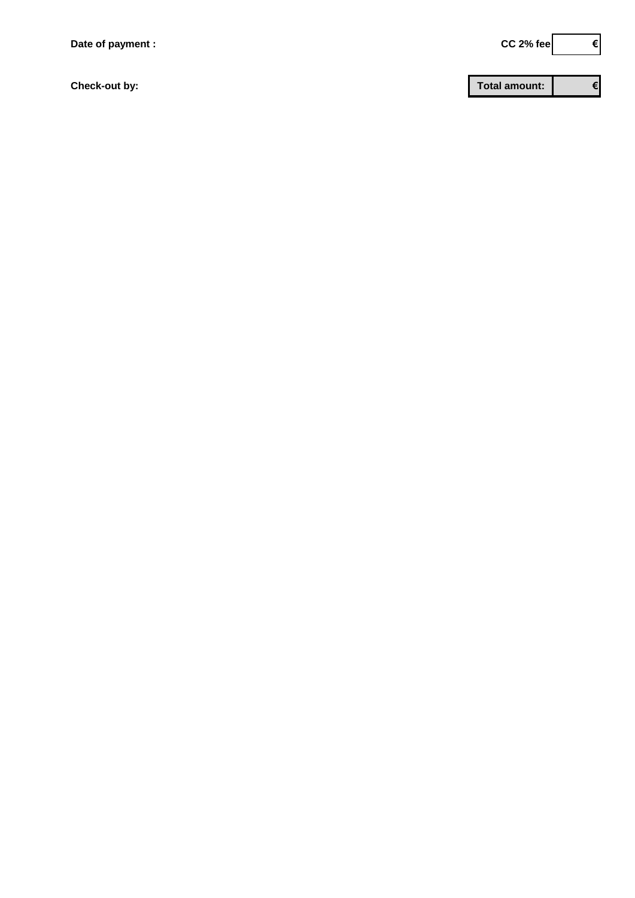| | | | |
|---|---|---|---|
| **Date of payment :** | | **CC 2% fee** | **€** |
| **Check-out by:** | | **Total amount:** | **€** |